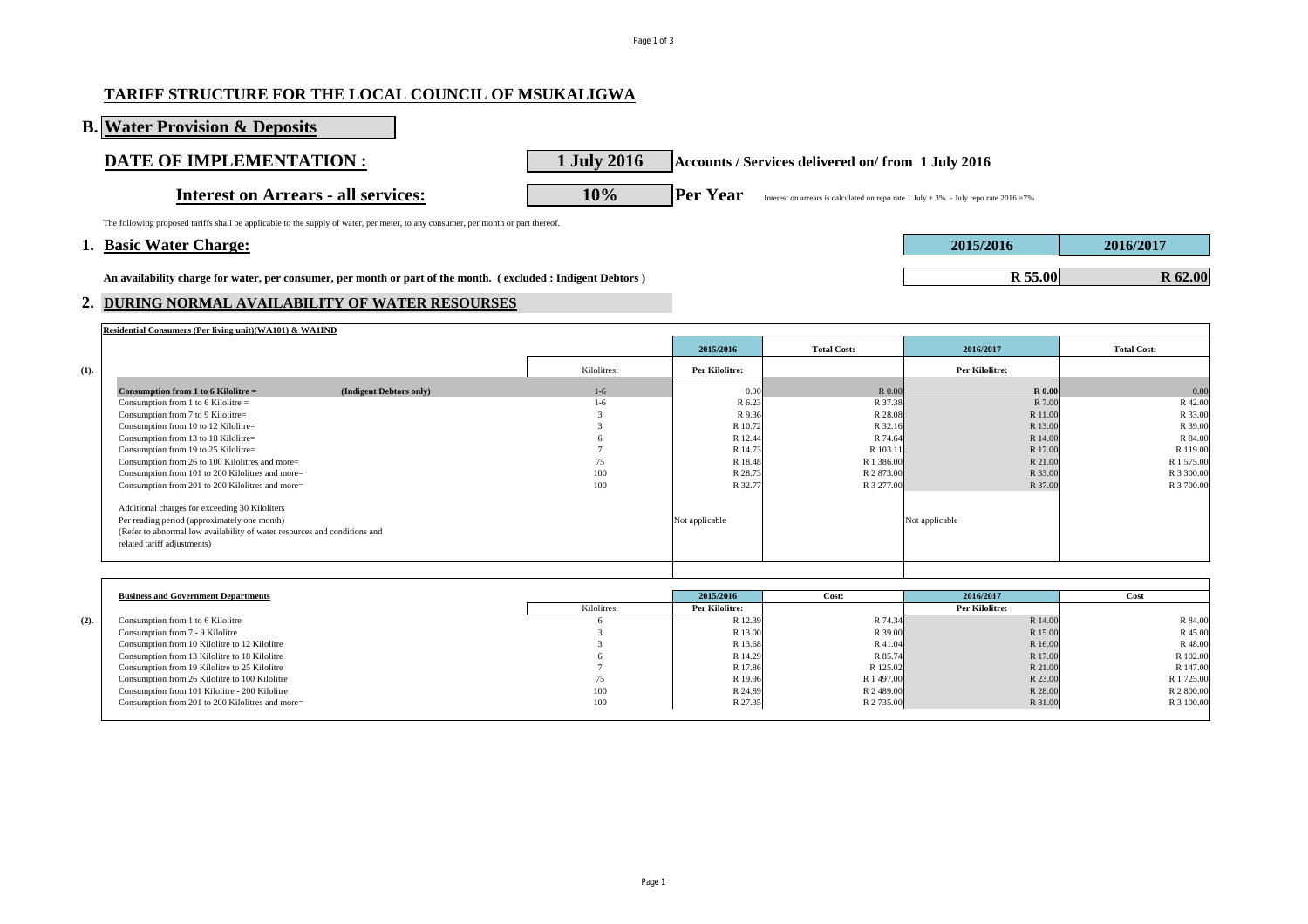# TARIFF STRUCTURE FOR THE LOCAL COUNCIL OF MSUKALIGWA

## B. Water Provision & Deposits

| | | |
|---|---|---|
| **DATE OF IMPLEMENTATION :** | **1 July 2016** | **Accounts / Services delivered on/ from 1 July 2016** |
| **Interest on Arrears - all services:** | **10%** | **Per Year** Interest on arrears is calculated on repo rate 1 July + 3% - July repo rate 2016 =7% |

The following proposed tariffs shall be applicable to the supply of water, per meter, to any consumer, per month or part thereof.

## 1. Basic Water Charge:

| | 2015/2016 | 2016/2017 |
|---|---|---|
| **An availability charge for water, per consumer, per month or part of the month. ( excluded : Indigent Debtors )** | **R 55.00** | **R 62.00** |

## 2. DURING NORMAL AVAILABILITY OF WATER RESOURSES

**(1).** **Residential Consumers (Per living unit)(WA101) & WA1IND**

| | Kilolitres: | 2015/2016 Per Kilolitre: | Total Cost: | 2016/2017 Per Kilolitre: | Total Cost: |
|---|---|---|---|---|---|
| **Consumption from 1 to 6 Kilolitre = (Indigent Debtors only)** | 1-6 | 0.00 | R 0.00 | **R 0.00** | 0.00 |
| Consumption from 1 to 6 Kilolitre = | 1-6 | R 6.23 | R 37.38 | R 7.00 | R 42.00 |
| Consumption from 7 to 9 Kilolitre= | 3 | R 9.36 | R 28.08 | R 11.00 | R 33.00 |
| Consumption from 10 to 12 Kilolitre= | 3 | R 10.72 | R 32.16 | R 13.00 | R 39.00 |
| Consumption from 13 to 18 Kilolitre= | 6 | R 12.44 | R 74.64 | R 14.00 | R 84.00 |
| Consumption from 19 to 25 Kilolitre= | 7 | R 14.73 | R 103.11 | R 17.00 | R 119.00 |
| Consumption from 26 to 100 Kilolitres and more= | 75 | R 18.48 | R 1 386.00 | R 21.00 | R 1 575.00 |
| Consumption from 101 to 200 Kilolitres and more= | 100 | R 28.73 | R 2 873.00 | R 33.00 | R 3 300.00 |
| Consumption from 201 to 200 Kilolitres and more= | 100 | R 32.77 | R 3 277.00 | R 37.00 | R 3 700.00 |
| Additional charges for exceeding 30 Kiloliters Per reading period (approximately one month) (Refer to abnormal low availability of water resources and conditions and related tariff adjustments) | | Not applicable | | Not applicable | |

**(2).** **Business and Government Departments**

| | Kilolitres: | 2015/2016 Per Kilolitre: | Cost: | 2016/2017 Per Kilolitre: | Cost |
|---|---|---|---|---|---|
| Consumption from 1 to 6 Kilolitre | 6 | R 12.39 | R 74.34 | R 14.00 | R 84.00 |
| Consumption from 7 - 9 Kilolitre | 3 | R 13.00 | R 39.00 | R 15.00 | R 45.00 |
| Consumption from 10 Kilolitre to 12 Kilolitre | 3 | R 13.68 | R 41.04 | R 16.00 | R 48.00 |
| Consumption from 13 Kilolitre to 18 Kilolitre | 6 | R 14.29 | R 85.74 | R 17.00 | R 102.00 |
| Consumption from 19 Kilolitre to 25 Kilolitre | 7 | R 17.86 | R 125.02 | R 21.00 | R 147.00 |
| Consumption from 26 Kilolitre to 100 Kilolitre | 75 | R 19.96 | R 1 497.00 | R 23.00 | R 1 725.00 |
| Consumption from 101 Kilolitre - 200 Kilolitre | 100 | R 24.89 | R 2 489.00 | R 28.00 | R 2 800.00 |
| Consumption from 201 to 200 Kilolitres and more= | 100 | R 27.35 | R 2 735.00 | R 31.00 | R 3 100.00 |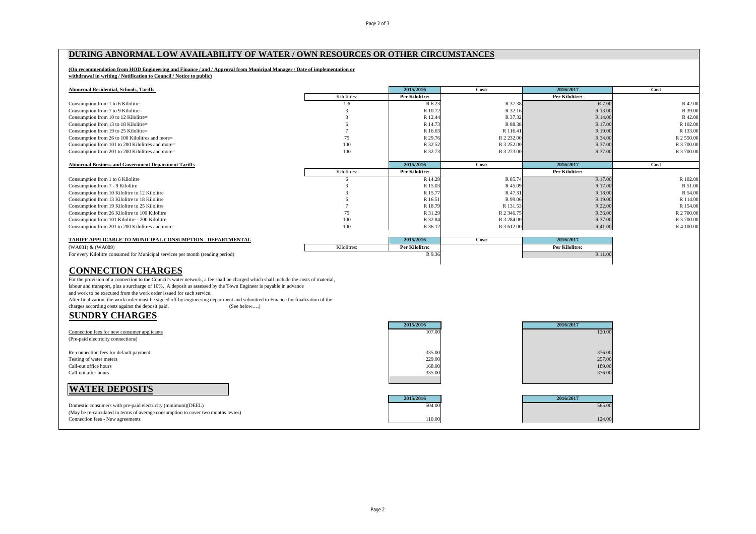## DURING ABNORMAL LOW AVAILABILITY OF WATER / OWN RESOURCES OR OTHER CIRCUMSTANCES

**(On recommendation from HOD Engineering and Finance / and / Approval from Municipal Manager / Date of implementation or withdrawal in writing / Notification to Council / Notice to public)**

| Abnormal Residential, Schools, Tariffs | | 2015/2016 | Cost: | 2016/2017 | Cost |
|---|---|---|---|---|---|
| | Kilolitres: | Per Kilolitre: | | Per Kilolitre: | |
| Consumption from 1 to 6 Kilolitre = | 1-6 | R 6.23 | R 37.38 | R 7.00 | R 42.00 |
| Consumption from 7 to 9 Kilolitre= | 3 | R 10.72 | R 32.16 | R 13.00 | R 39.00 |
| Consumption from 10 to 12 Kilolitre= | 3 | R 12.44 | R 37.32 | R 14.00 | R 42.00 |
| Consumption from 13 to 18 Kilolitre= | 6 | R 14.73 | R 88.38 | R 17.00 | R 102.00 |
| Consumption from 19 to 25 Kilolitre= | 7 | R 16.63 | R 116.41 | R 19.00 | R 133.00 |
| Consumption from 26 to 100 Kilolitres and more= | 75 | R 29.76 | R 2 232.00 | R 34.00 | R 2 550.00 |
| Consumption from 101 to 200 Kilolitres and more= | 100 | R 32.52 | R 3 252.00 | R 37.00 | R 3 700.00 |
| Consumption from 201 to 200 Kilolitres and more= | 100 | R 32.73 | R 3 273.00 | R 37.00 | R 3 700.00 |

| Abnormal Business and Government Department Tariffs | | 2015/2016 | Cost: | 2016/2017 | Cost |
|---|---|---|---|---|---|
| | Kilolitres: | Per Kilolitre: | | Per Kilolitre: | |
| Consumption from 1 to 6 Kilolitre | 6 | R 14.29 | R 85.74 | R 17.00 | R 102.00 |
| Consumption from 7 - 9 Kilolitre | 3 | R 15.03 | R 45.09 | R 17.00 | R 51.00 |
| Consumption from 10 Kilolitre to 12 Kilolitre | 3 | R 15.77 | R 47.31 | R 18.00 | R 54.00 |
| Consumption from 13 Kilolitre to 18 Kilolitre | 6 | R 16.51 | R 99.06 | R 19.00 | R 114.00 |
| Consumption from 19 Kilolitre to 25 Kilolitre | 7 | R 18.79 | R 131.53 | R 22.00 | R 154.00 |
| Consumption from 26 Kilolitre to 100 Kilolitre | 75 | R 31.29 | R 2 346.75 | R 36.00 | R 2 700.00 |
| Consumption from 101 Kilolitre - 200 Kilolitre | 100 | R 32.84 | R 3 284.00 | R 37.00 | R 3 700.00 |
| Consumption from 201 to 200 Kilolitres and more= | 100 | R 36.12 | R 3 612.00 | R 41.00 | R 4 100.00 |

| TARIFF APPLICABLE TO MUNICIPAL CONSUMPTION - DEPARTMENTAL | | 2015/2016 | Cost: | 2016/2017 |
|---|---|---|---|---|
| (WA081) & (WA089) | Kilolitres: | Per Kilolitre: | | Per Kilolitre: |
| For every Kilolitre consumed for Municipal services per month (reading period) | | R 9.36 | | R 11.00 |

## CONNECTION CHARGES

For the provision of a connection to the Council's water network, a fee shall be charged which shall include the costs of material, labour and transport, plus a surcharge of 10%. A deposit as assessed by the Town Engineer is payable in advance and work to be executed from the work order issued for such service.
After finalization, the work order must be signed off by engineering department and submitted to Finance for finalization of the charges according costs against the deposit paid. (See below….)

## SUNDRY CHARGES

| | 2015/2016 | 2016/2017 |
|---|---|---|
| Connection fees for new consumer applicants<br>(Pre-paid electricity connections) | 107.00 | 120.00 |
| Re-connection fees for default payment | 335.00 | 376.00 |
| Testing of water meters | 229.00 | 257.00 |
| Call-out office hours | 168.00 | 189.00 |
| Call-out after hours | 335.00 | 376.00 |

## WATER DEPOSITS

| | 2015/2016 | 2016/2017 |
|---|---|---|
| Domestic consumers with pre-paid electricity (minimum)(DEEL)<br>(May be re-calculated in terms of average consumption to cover two months levies) | 504.00 | 565.00 |
| Connection fees - New agreements | 110.00 | 124.00 |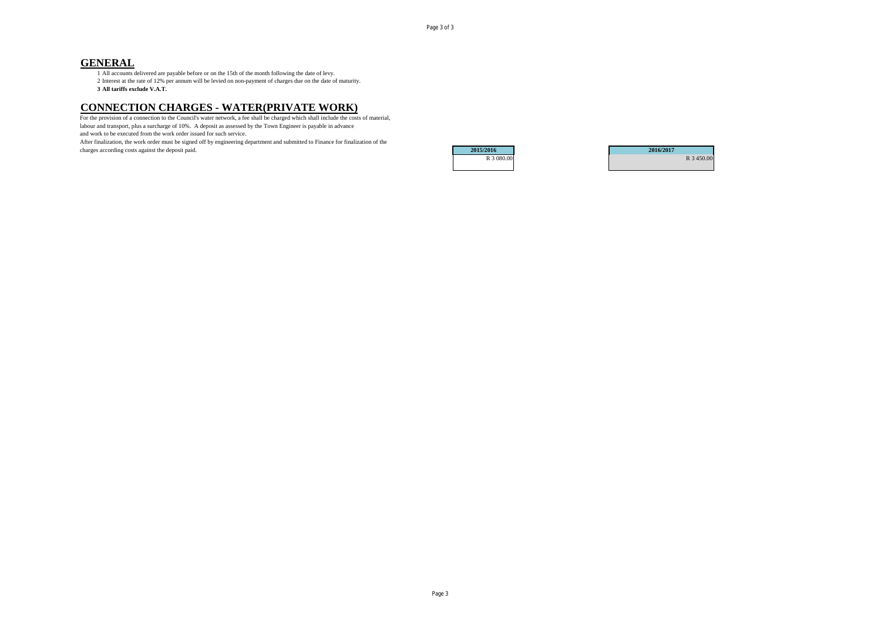## GENERAL

1 All accounts delivered are payable before or on the 15th of the month following the date of levy.
2 Interest at the rate of 12% per annum will be levied on non-payment of charges due on the date of maturity.
**3 All tariffs exclude V.A.T.**

## CONNECTION CHARGES - WATER(PRIVATE WORK)

For the provision of a connection to the Council's water network, a fee shall be charged which shall include the costs of material, labour and transport, plus a surcharge of 10%. A deposit as assessed by the Town Engineer is payable in advance and work to be executed from the work order issued for such service.
After finalization, the work order must be signed off by engineering department and submitted to Finance for finalization of the charges according costs against the deposit paid.

| 2015/2016 | 2016/2017 |
| --- | --- |
| R 3 080.00 | R 3 450.00 |